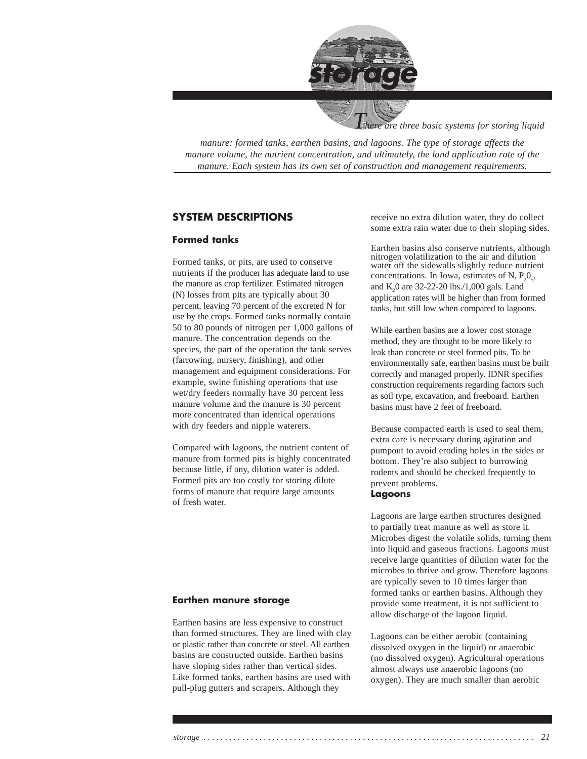# storage

*There are three basic systems for storing liquid manure: formed tanks, earthen basins, and lagoons. The type of storage affects the manure volume, the nutrient concentration, and ultimately, the land application rate of the manure. Each system has its own set of construction and management requirements.*

## SYSTEM DESCRIPTIONS

### Formed tanks

Formed tanks, or pits, are used to conserve nutrients if the producer has adequate land to use the manure as crop fertilizer. Estimated nitrogen (N) losses from pits are typically about 30 percent, leaving 70 percent of the excreted N for use by the crops. Formed tanks normally contain 50 to 80 pounds of nitrogen per 1,000 gallons of manure. The concentration depends on the species, the part of the operation the tank serves (farrowing, nursery, finishing), and other management and equipment considerations. For example, swine finishing operations that use wet/dry feeders normally have 30 percent less manure volume and the manure is 30 percent more concentrated than identical operations with dry feeders and nipple waterers.

Compared with lagoons, the nutrient content of manure from formed pits is highly concentrated because little, if any, dilution water is added. Formed pits are too costly for storing dilute forms of manure that require large amounts of fresh water.

### Earthen manure storage

Earthen basins are less expensive to construct than formed structures. They are lined with clay or plastic rather than concrete or steel. All earthen basins are constructed outside. Earthen basins have sloping sides rather than vertical sides. Like formed tanks, earthen basins are used with pull-plug gutters and scrapers. Although they receive no extra dilution water, they do collect some extra rain water due to their sloping sides.

Earthen basins also conserve nutrients, although nitrogen volatilization to the air and dilution water off the sidewalls slightly reduce nutrient concentrations. In Iowa, estimates of N, $P_2O_5$, and $K_2O$ are 32-22-20 lbs./1,000 gals. Land application rates will be higher than from formed tanks, but still low when compared to lagoons.

While earthen basins are a lower cost storage method, they are thought to be more likely to leak than concrete or steel formed pits. To be environmentally safe, earthen basins must be built correctly and managed properly. IDNR specifies construction requirements regarding factors such as soil type, excavation, and freeboard. Earthen basins must have 2 feet of freeboard.

Because compacted earth is used to seal them, extra care is necessary during agitation and pumpout to avoid eroding holes in the sides or bottom. They're also subject to burrowing rodents and should be checked frequently to prevent problems.

### Lagoons

Lagoons are large earthen structures designed to partially treat manure as well as store it. Microbes digest the volatile solids, turning them into liquid and gaseous fractions. Lagoons must receive large quantities of dilution water for the microbes to thrive and grow. Therefore lagoons are typically seven to 10 times larger than formed tanks or earthen basins. Although they provide some treatment, it is not sufficient to allow discharge of the lagoon liquid.

Lagoons can be either aerobic (containing dissolved oxygen in the liquid) or anaerobic (no dissolved oxygen). Agricultural operations almost always use anaerobic lagoons (no oxygen). They are much smaller than aerobic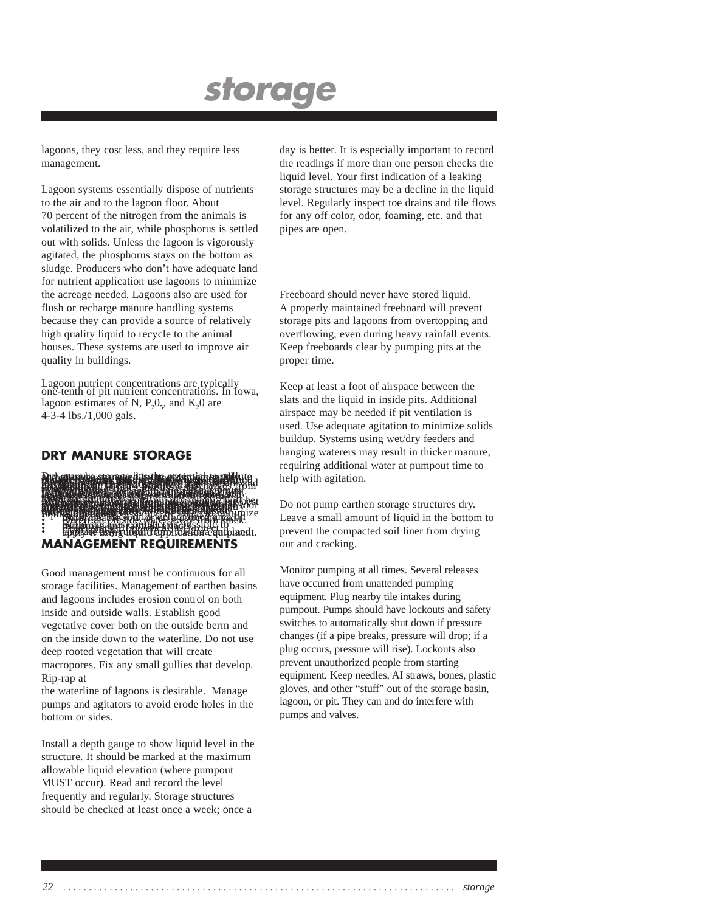lagoons, they cost less, and they require less management.

Lagoon systems essentially dispose of nutrients to the air and to the lagoon floor. About 70 percent of the nitrogen from the animals is volatilized to the air, while phosphorus is settled out with solids. Unless the lagoon is vigorously agitated, the phosphorus stays on the bottom as sludge. Producers who don't have adequate land for nutrient application use lagoons to minimize the acreage needed. Lagoons also are used for flush or recharge manure handling systems because they can provide a source of relatively high quality liquid to recycle to the animal houses. These systems are used to improve air quality in buildings.

Lagoon nutrient concentrations are typically one-tenth of pit nutrient concentrations. In Iowa, lagoon estimates of N, $P_2O_5$, and $K_2O$ are 4-3-4 lbs./1,000 gals.

## DRY MANURE STORAGE

## MANAGEMENT REQUIREMENTS

Good management must be continuous for all storage facilities. Management of earthen basins and lagoons includes erosion control on both inside and outside walls. Establish good vegetative cover both on the outside berm and on the inside down to the waterline. Do not use deep rooted vegetation that will create macropores. Fix any small gullies that develop. Rip-rap at the waterline of lagoons is desirable. Manage pumps and agitators to avoid erode holes in the bottom or sides.

Install a depth gauge to show liquid level in the structure. It should be marked at the maximum allowable liquid elevation (where pumpout MUST occur). Read and record the level frequently and regularly. Storage structures should be checked at least once a week; once a day is better. It is especially important to record the readings if more than one person checks the liquid level. Your first indication of a leaking storage structures may be a decline in the liquid level. Regularly inspect toe drains and tile flows for any off color, odor, foaming, etc. and that pipes are open.

Freeboard should never have stored liquid. A properly maintained freeboard will prevent storage pits and lagoons from overtopping and overflowing, even during heavy rainfall events. Keep freeboards clear by pumping pits at the proper time.

Keep at least a foot of airspace between the slats and the liquid in inside pits. Additional airspace may be needed if pit ventilation is used. Use adequate agitation to minimize solids buildup. Systems using wet/dry feeders and hanging waterers may result in thicker manure, requiring additional water at pumpout time to help with agitation.

Do not pump earthen storage structures dry. Leave a small amount of liquid in the bottom to prevent the compacted soil liner from drying out and cracking.

Monitor pumping at all times. Several releases have occurred from unattended pumping equipment. Plug nearby tile intakes during pumpout. Pumps should have lockouts and safety switches to automatically shut down if pressure changes (if a pipe breaks, pressure will drop; if a plug occurs, pressure will rise). Lockouts also prevent unauthorized people from starting equipment. Keep needles, AI straws, bones, plastic gloves, and other "stuff" out of the storage basin, lagoon, or pit. They can and do interfere with pumps and valves.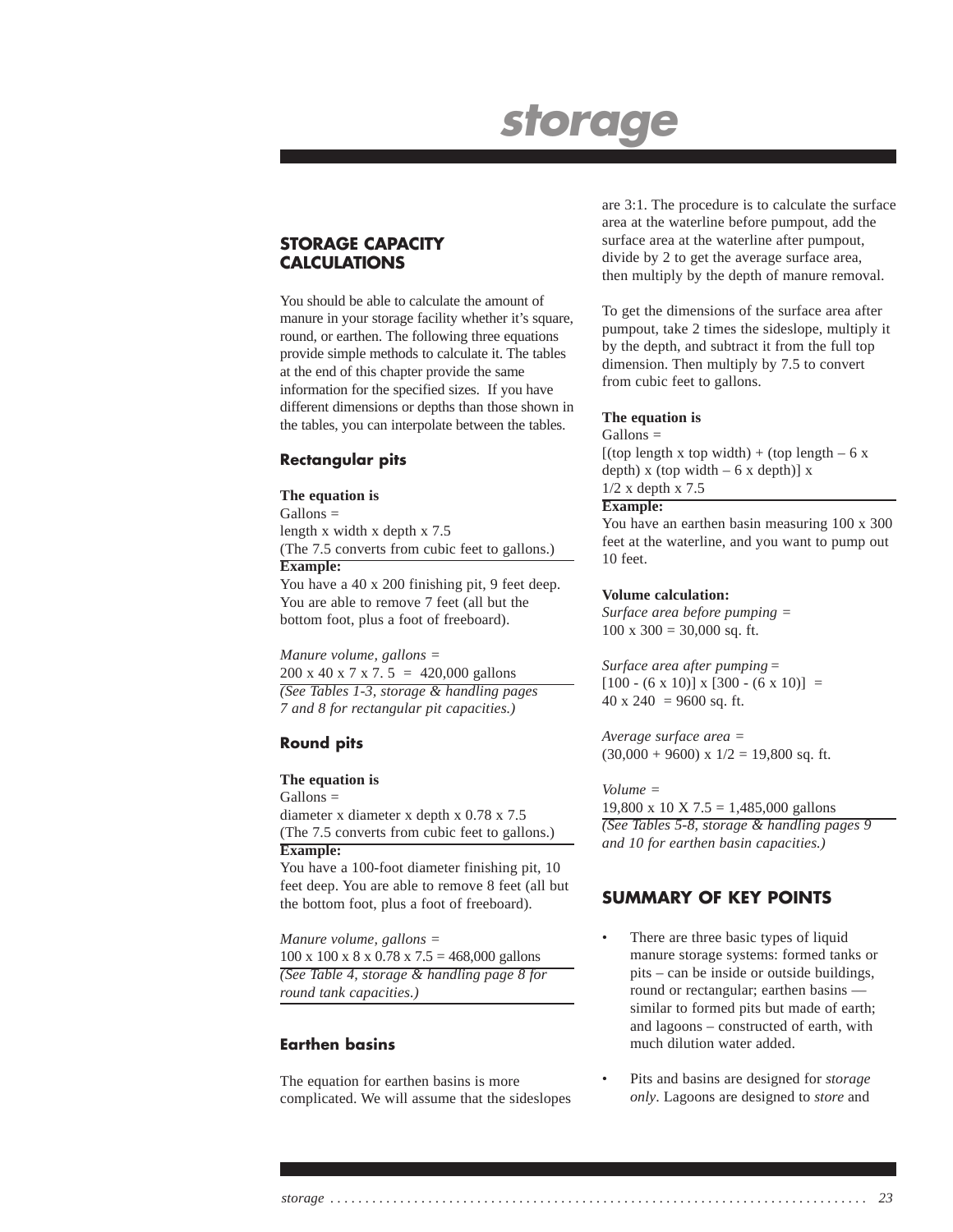# storage

## STORAGE CAPACITY CALCULATIONS

You should be able to calculate the amount of manure in your storage facility whether it's square, round, or earthen. The following three equations provide simple methods to calculate it. The tables at the end of this chapter provide the same information for the specified sizes. If you have different dimensions or depths than those shown in the tables, you can interpolate between the tables.

### Rectangular pits

**The equation is**
Gallons =
length x width x depth x 7.5
(The 7.5 converts from cubic feet to gallons.)

**Example:**
You have a 40 x 200 finishing pit, 9 feet deep. You are able to remove 7 feet (all but the bottom foot, plus a foot of freeboard).

*Manure volume, gallons =*
200 x 40 x 7 x 7. 5 = 420,000 gallons

*(See Tables 1-3, storage & handling pages 7 and 8 for rectangular pit capacities.)*

### Round pits

**The equation is**
Gallons =
diameter x diameter x depth x 0.78 x 7.5
(The 7.5 converts from cubic feet to gallons.)

**Example:**
You have a 100-foot diameter finishing pit, 10 feet deep. You are able to remove 8 feet (all but the bottom foot, plus a foot of freeboard).

*Manure volume, gallons =*
100 x 100 x 8 x 0.78 x 7.5 = 468,000 gallons

*(See Table 4, storage & handling page 8 for round tank capacities.)*

### Earthen basins

The equation for earthen basins is more complicated. We will assume that the sideslopes are 3:1. The procedure is to calculate the surface area at the waterline before pumpout, add the surface area at the waterline after pumpout, divide by 2 to get the average surface area, then multiply by the depth of manure removal.

To get the dimensions of the surface area after pumpout, take 2 times the sideslope, multiply it by the depth, and subtract it from the full top dimension. Then multiply by 7.5 to convert from cubic feet to gallons.

**The equation is**
Gallons =
[(top length x top width) + (top length – 6 x depth) x (top width – 6 x depth)] x 1/2 x depth x 7.5

**Example:**
You have an earthen basin measuring 100 x 300 feet at the waterline, and you want to pump out 10 feet.

**Volume calculation:**

*Surface area before pumping =*
100 x 300 = 30,000 sq. ft.

*Surface area after pumping =*
[100 - (6 x 10)] x [300 - (6 x 10)] =
40 x 240 = 9600 sq. ft.

*Average surface area =*
(30,000 + 9600) x 1/2 = 19,800 sq. ft.

*Volume =*
19,800 x 10 X 7.5 = 1,485,000 gallons

*(See Tables 5-8, storage & handling pages 9 and 10 for earthen basin capacities.)*

## SUMMARY OF KEY POINTS

- There are three basic types of liquid manure storage systems: formed tanks or pits – can be inside or outside buildings, round or rectangular; earthen basins — similar to formed pits but made of earth; and lagoons – constructed of earth, with much dilution water added.
- Pits and basins are designed for *storage only*. Lagoons are designed to *store* and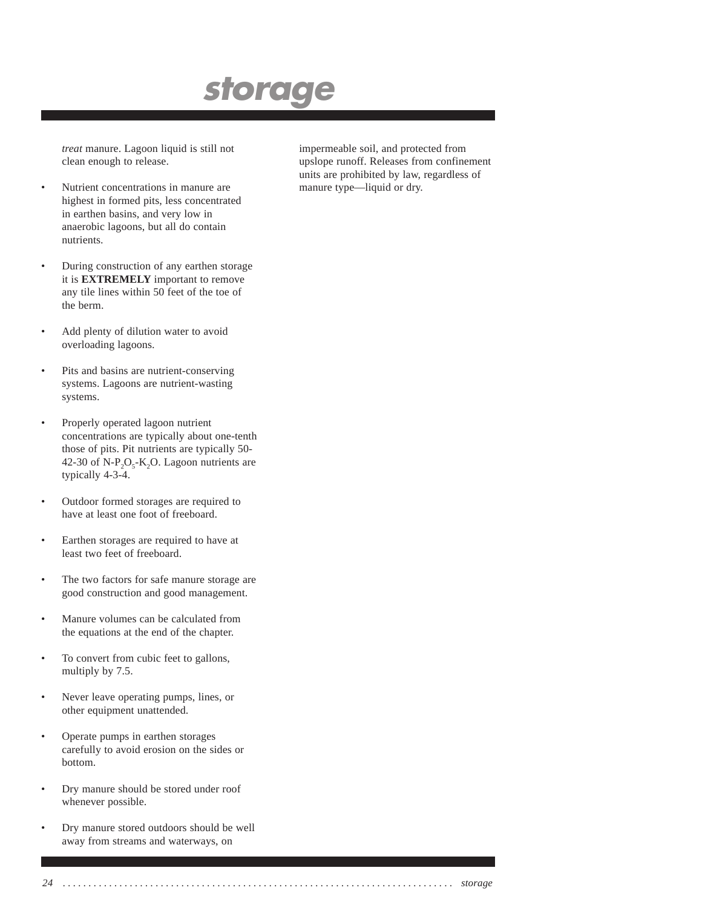# storage

*treat* manure. Lagoon liquid is still not clean enough to release.

- Nutrient concentrations in manure are highest in formed pits, less concentrated in earthen basins, and very low in anaerobic lagoons, but all do contain nutrients.

- During construction of any earthen storage it is **EXTREMELY** important to remove any tile lines within 50 feet of the toe of the berm.

- Add plenty of dilution water to avoid overloading lagoons.

- Pits and basins are nutrient-conserving systems. Lagoons are nutrient-wasting systems.

- Properly operated lagoon nutrient concentrations are typically about one-tenth those of pits. Pit nutrients are typically 50-42-30 of N-$P_2O_5$-$K_2O$. Lagoon nutrients are typically 4-3-4.

- Outdoor formed storages are required to have at least one foot of freeboard.

- Earthen storages are required to have at least two feet of freeboard.

- The two factors for safe manure storage are good construction and good management.

- Manure volumes can be calculated from the equations at the end of the chapter.

- To convert from cubic feet to gallons, multiply by 7.5.

- Never leave operating pumps, lines, or other equipment unattended.

- Operate pumps in earthen storages carefully to avoid erosion on the sides or bottom.

- Dry manure should be stored under roof whenever possible.

- Dry manure stored outdoors should be well away from streams and waterways, on impermeable soil, and protected from upslope runoff. Releases from confinement units are prohibited by law, regardless of manure type—liquid or dry.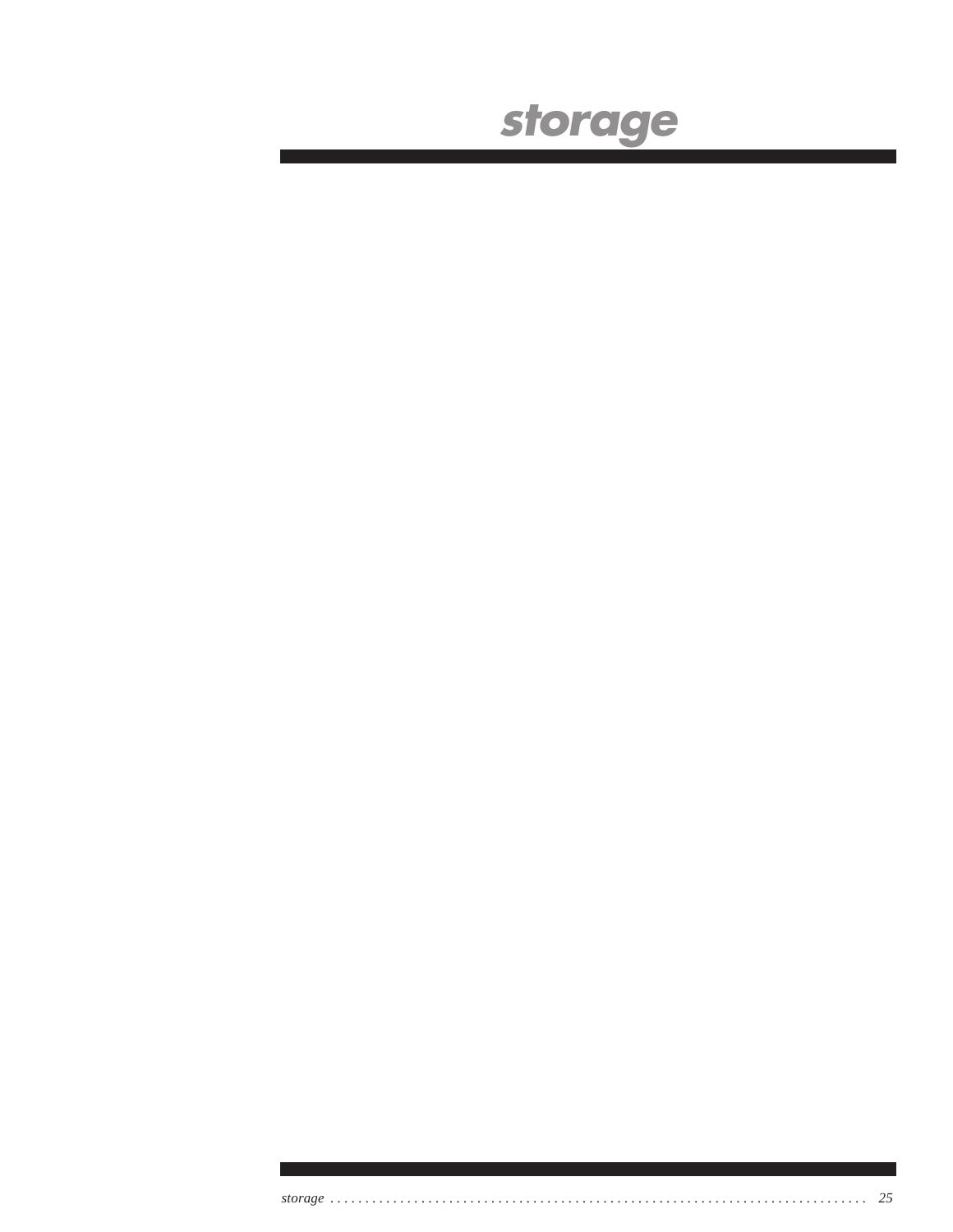# storage

*storage* . . . . . . . . . . . . . . . . . . . . . . . . . . . . . . . . . . . . . . . . . . . . . . . . . . . . . . . . . . . . . . . . . . . . . . . . . . . . . 25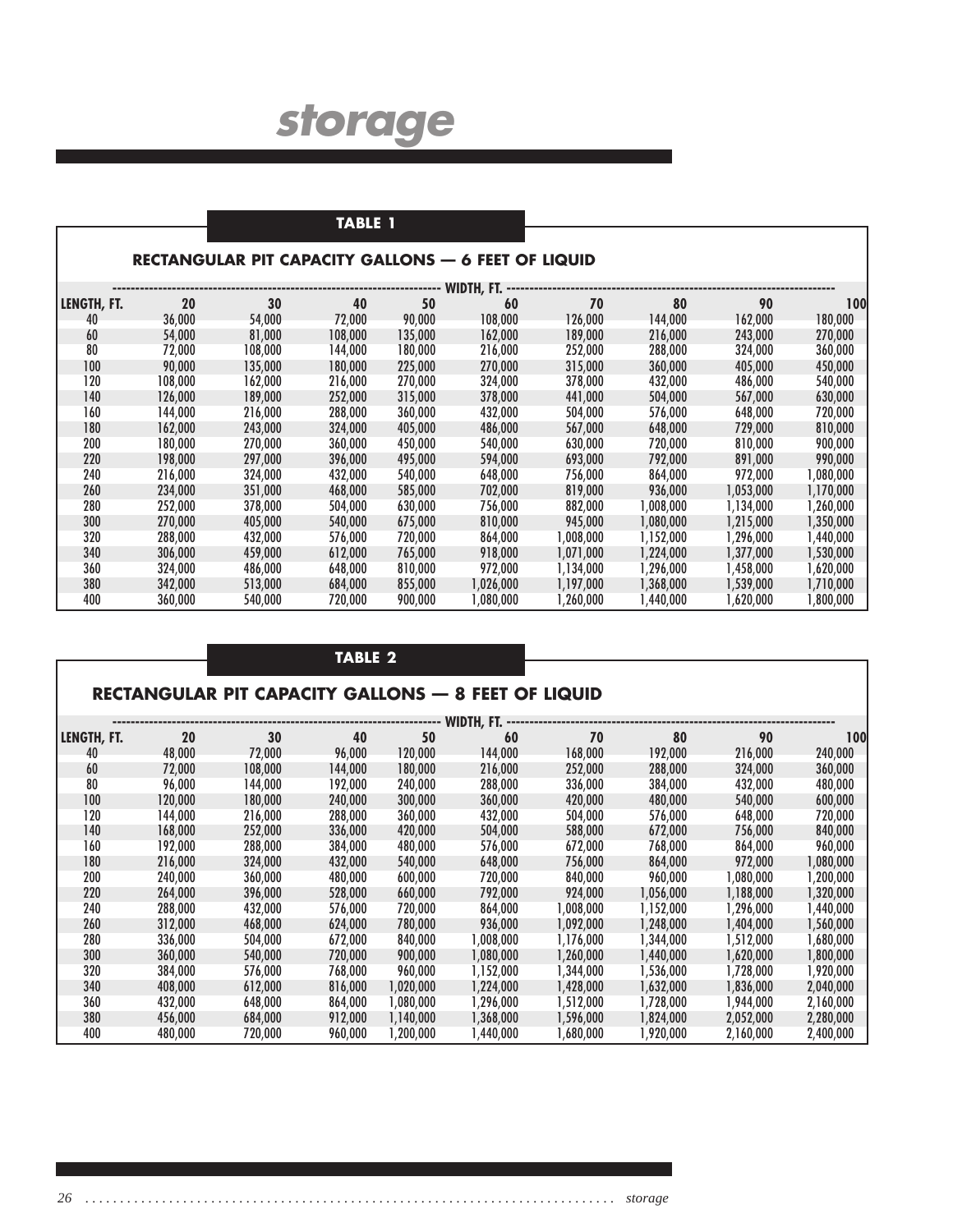# storage

## TABLE 1

### RECTANGULAR PIT CAPACITY GALLONS — 6 FEET OF LIQUID

| LENGTH, FT. | WIDTH, FT. 20 | 30 | 40 | 50 | 60 | 70 | 80 | 90 | 100 |
|---|---|---|---|---|---|---|---|---|---|
| 40 | 36,000 | 54,000 | 72,000 | 90,000 | 108,000 | 126,000 | 144,000 | 162,000 | 180,000 |
| 60 | 54,000 | 81,000 | 108,000 | 135,000 | 162,000 | 189,000 | 216,000 | 243,000 | 270,000 |
| 80 | 72,000 | 108,000 | 144,000 | 180,000 | 216,000 | 252,000 | 288,000 | 324,000 | 360,000 |
| 100 | 90,000 | 135,000 | 180,000 | 225,000 | 270,000 | 315,000 | 360,000 | 405,000 | 450,000 |
| 120 | 108,000 | 162,000 | 216,000 | 270,000 | 324,000 | 378,000 | 432,000 | 486,000 | 540,000 |
| 140 | 126,000 | 189,000 | 252,000 | 315,000 | 378,000 | 441,000 | 504,000 | 567,000 | 630,000 |
| 160 | 144,000 | 216,000 | 288,000 | 360,000 | 432,000 | 504,000 | 576,000 | 648,000 | 720,000 |
| 180 | 162,000 | 243,000 | 324,000 | 405,000 | 486,000 | 567,000 | 648,000 | 729,000 | 810,000 |
| 200 | 180,000 | 270,000 | 360,000 | 450,000 | 540,000 | 630,000 | 720,000 | 810,000 | 900,000 |
| 220 | 198,000 | 297,000 | 396,000 | 495,000 | 594,000 | 693,000 | 792,000 | 891,000 | 990,000 |
| 240 | 216,000 | 324,000 | 432,000 | 540,000 | 648,000 | 756,000 | 864,000 | 972,000 | 1,080,000 |
| 260 | 234,000 | 351,000 | 468,000 | 585,000 | 702,000 | 819,000 | 936,000 | 1,053,000 | 1,170,000 |
| 280 | 252,000 | 378,000 | 504,000 | 630,000 | 756,000 | 882,000 | 1,008,000 | 1,134,000 | 1,260,000 |
| 300 | 270,000 | 405,000 | 540,000 | 675,000 | 810,000 | 945,000 | 1,080,000 | 1,215,000 | 1,350,000 |
| 320 | 288,000 | 432,000 | 576,000 | 720,000 | 864,000 | 1,008,000 | 1,152,000 | 1,296,000 | 1,440,000 |
| 340 | 306,000 | 459,000 | 612,000 | 765,000 | 918,000 | 1,071,000 | 1,224,000 | 1,377,000 | 1,530,000 |
| 360 | 324,000 | 486,000 | 648,000 | 810,000 | 972,000 | 1,134,000 | 1,296,000 | 1,458,000 | 1,620,000 |
| 380 | 342,000 | 513,000 | 684,000 | 855,000 | 1,026,000 | 1,197,000 | 1,368,000 | 1,539,000 | 1,710,000 |
| 400 | 360,000 | 540,000 | 720,000 | 900,000 | 1,080,000 | 1,260,000 | 1,440,000 | 1,620,000 | 1,800,000 |

## TABLE 2

### RECTANGULAR PIT CAPACITY GALLONS — 8 FEET OF LIQUID

| LENGTH, FT. | WIDTH, FT. 20 | 30 | 40 | 50 | 60 | 70 | 80 | 90 | 100 |
|---|---|---|---|---|---|---|---|---|---|
| 40 | 48,000 | 72,000 | 96,000 | 120,000 | 144,000 | 168,000 | 192,000 | 216,000 | 240,000 |
| 60 | 72,000 | 108,000 | 144,000 | 180,000 | 216,000 | 252,000 | 288,000 | 324,000 | 360,000 |
| 80 | 96,000 | 144,000 | 192,000 | 240,000 | 288,000 | 336,000 | 384,000 | 432,000 | 480,000 |
| 100 | 120,000 | 180,000 | 240,000 | 300,000 | 360,000 | 420,000 | 480,000 | 540,000 | 600,000 |
| 120 | 144,000 | 216,000 | 288,000 | 360,000 | 432,000 | 504,000 | 576,000 | 648,000 | 720,000 |
| 140 | 168,000 | 252,000 | 336,000 | 420,000 | 504,000 | 588,000 | 672,000 | 756,000 | 840,000 |
| 160 | 192,000 | 288,000 | 384,000 | 480,000 | 576,000 | 672,000 | 768,000 | 864,000 | 960,000 |
| 180 | 216,000 | 324,000 | 432,000 | 540,000 | 648,000 | 756,000 | 864,000 | 972,000 | 1,080,000 |
| 200 | 240,000 | 360,000 | 480,000 | 600,000 | 720,000 | 840,000 | 960,000 | 1,080,000 | 1,200,000 |
| 220 | 264,000 | 396,000 | 528,000 | 660,000 | 792,000 | 924,000 | 1,056,000 | 1,188,000 | 1,320,000 |
| 240 | 288,000 | 432,000 | 576,000 | 720,000 | 864,000 | 1,008,000 | 1,152,000 | 1,296,000 | 1,440,000 |
| 260 | 312,000 | 468,000 | 624,000 | 780,000 | 936,000 | 1,092,000 | 1,248,000 | 1,404,000 | 1,560,000 |
| 280 | 336,000 | 504,000 | 672,000 | 840,000 | 1,008,000 | 1,176,000 | 1,344,000 | 1,512,000 | 1,680,000 |
| 300 | 360,000 | 540,000 | 720,000 | 900,000 | 1,080,000 | 1,260,000 | 1,440,000 | 1,620,000 | 1,800,000 |
| 320 | 384,000 | 576,000 | 768,000 | 960,000 | 1,152,000 | 1,344,000 | 1,536,000 | 1,728,000 | 1,920,000 |
| 340 | 408,000 | 612,000 | 816,000 | 1,020,000 | 1,224,000 | 1,428,000 | 1,632,000 | 1,836,000 | 2,040,000 |
| 360 | 432,000 | 648,000 | 864,000 | 1,080,000 | 1,296,000 | 1,512,000 | 1,728,000 | 1,944,000 | 2,160,000 |
| 380 | 456,000 | 684,000 | 912,000 | 1,140,000 | 1,368,000 | 1,596,000 | 1,824,000 | 2,052,000 | 2,280,000 |
| 400 | 480,000 | 720,000 | 960,000 | 1,200,000 | 1,440,000 | 1,680,000 | 1,920,000 | 2,160,000 | 2,400,000 |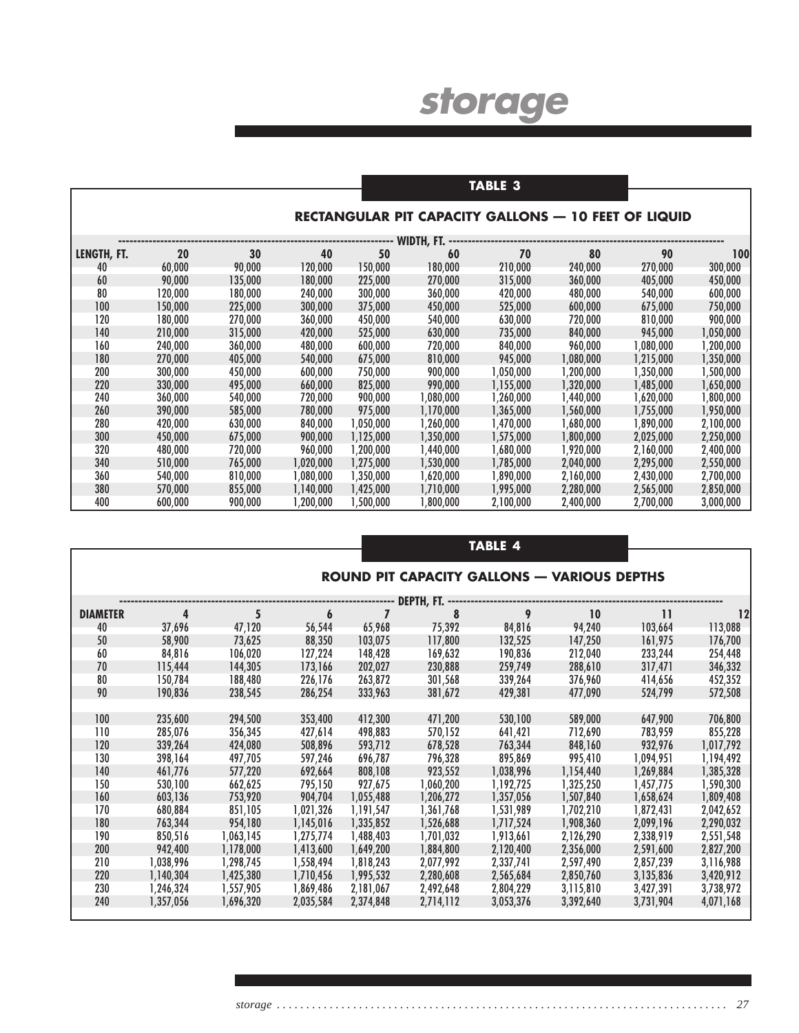# storage

## TABLE 3

### RECTANGULAR PIT CAPACITY GALLONS — 10 FEET OF LIQUID

| LENGTH, FT. | WIDTH, FT. 20 | 30 | 40 | 50 | 60 | 70 | 80 | 90 | 100 |
|---|---|---|---|---|---|---|---|---|---|
| 40 | 60,000 | 90,000 | 120,000 | 150,000 | 180,000 | 210,000 | 240,000 | 270,000 | 300,000 |
| 60 | 90,000 | 135,000 | 180,000 | 225,000 | 270,000 | 315,000 | 360,000 | 405,000 | 450,000 |
| 80 | 120,000 | 180,000 | 240,000 | 300,000 | 360,000 | 420,000 | 480,000 | 540,000 | 600,000 |
| 100 | 150,000 | 225,000 | 300,000 | 375,000 | 450,000 | 525,000 | 600,000 | 675,000 | 750,000 |
| 120 | 180,000 | 270,000 | 360,000 | 450,000 | 540,000 | 630,000 | 720,000 | 810,000 | 900,000 |
| 140 | 210,000 | 315,000 | 420,000 | 525,000 | 630,000 | 735,000 | 840,000 | 945,000 | 1,050,000 |
| 160 | 240,000 | 360,000 | 480,000 | 600,000 | 720,000 | 840,000 | 960,000 | 1,080,000 | 1,200,000 |
| 180 | 270,000 | 405,000 | 540,000 | 675,000 | 810,000 | 945,000 | 1,080,000 | 1,215,000 | 1,350,000 |
| 200 | 300,000 | 450,000 | 600,000 | 750,000 | 900,000 | 1,050,000 | 1,200,000 | 1,350,000 | 1,500,000 |
| 220 | 330,000 | 495,000 | 660,000 | 825,000 | 990,000 | 1,155,000 | 1,320,000 | 1,485,000 | 1,650,000 |
| 240 | 360,000 | 540,000 | 720,000 | 900,000 | 1,080,000 | 1,260,000 | 1,440,000 | 1,620,000 | 1,800,000 |
| 260 | 390,000 | 585,000 | 780,000 | 975,000 | 1,170,000 | 1,365,000 | 1,560,000 | 1,755,000 | 1,950,000 |
| 280 | 420,000 | 630,000 | 840,000 | 1,050,000 | 1,260,000 | 1,470,000 | 1,680,000 | 1,890,000 | 2,100,000 |
| 300 | 450,000 | 675,000 | 900,000 | 1,125,000 | 1,350,000 | 1,575,000 | 1,800,000 | 2,025,000 | 2,250,000 |
| 320 | 480,000 | 720,000 | 960,000 | 1,200,000 | 1,440,000 | 1,680,000 | 1,920,000 | 2,160,000 | 2,400,000 |
| 340 | 510,000 | 765,000 | 1,020,000 | 1,275,000 | 1,530,000 | 1,785,000 | 2,040,000 | 2,295,000 | 2,550,000 |
| 360 | 540,000 | 810,000 | 1,080,000 | 1,350,000 | 1,620,000 | 1,890,000 | 2,160,000 | 2,430,000 | 2,700,000 |
| 380 | 570,000 | 855,000 | 1,140,000 | 1,425,000 | 1,710,000 | 1,995,000 | 2,280,000 | 2,565,000 | 2,850,000 |
| 400 | 600,000 | 900,000 | 1,200,000 | 1,500,000 | 1,800,000 | 2,100,000 | 2,400,000 | 2,700,000 | 3,000,000 |

## TABLE 4

### ROUND PIT CAPACITY GALLONS — VARIOUS DEPTHS

| DIAMETER | DEPTH, FT. 4 | 5 | 6 | 7 | 8 | 9 | 10 | 11 | 12 |
|---|---|---|---|---|---|---|---|---|---|
| 40 | 37,696 | 47,120 | 56,544 | 65,968 | 75,392 | 84,816 | 94,240 | 103,664 | 113,088 |
| 50 | 58,900 | 73,625 | 88,350 | 103,075 | 117,800 | 132,525 | 147,250 | 161,975 | 176,700 |
| 60 | 84,816 | 106,020 | 127,224 | 148,428 | 169,632 | 190,836 | 212,040 | 233,244 | 254,448 |
| 70 | 115,444 | 144,305 | 173,166 | 202,027 | 230,888 | 259,749 | 288,610 | 317,471 | 346,332 |
| 80 | 150,784 | 188,480 | 226,176 | 263,872 | 301,568 | 339,264 | 376,960 | 414,656 | 452,352 |
| 90 | 190,836 | 238,545 | 286,254 | 333,963 | 381,672 | 429,381 | 477,090 | 524,799 | 572,508 |
| 100 | 235,600 | 294,500 | 353,400 | 412,300 | 471,200 | 530,100 | 589,000 | 647,900 | 706,800 |
| 110 | 285,076 | 356,345 | 427,614 | 498,883 | 570,152 | 641,421 | 712,690 | 783,959 | 855,228 |
| 120 | 339,264 | 424,080 | 508,896 | 593,712 | 678,528 | 763,344 | 848,160 | 932,976 | 1,017,792 |
| 130 | 398,164 | 497,705 | 597,246 | 696,787 | 796,328 | 895,869 | 995,410 | 1,094,951 | 1,194,492 |
| 140 | 461,776 | 577,220 | 692,664 | 808,108 | 923,552 | 1,038,996 | 1,154,440 | 1,269,884 | 1,385,328 |
| 150 | 530,100 | 662,625 | 795,150 | 927,675 | 1,060,200 | 1,192,725 | 1,325,250 | 1,457,775 | 1,590,300 |
| 160 | 603,136 | 753,920 | 904,704 | 1,055,488 | 1,206,272 | 1,357,056 | 1,507,840 | 1,658,624 | 1,809,408 |
| 170 | 680,884 | 851,105 | 1,021,326 | 1,191,547 | 1,361,768 | 1,531,989 | 1,702,210 | 1,872,431 | 2,042,652 |
| 180 | 763,344 | 954,180 | 1,145,016 | 1,335,852 | 1,526,688 | 1,717,524 | 1,908,360 | 2,099,196 | 2,290,032 |
| 190 | 850,516 | 1,063,145 | 1,275,774 | 1,488,403 | 1,701,032 | 1,913,661 | 2,126,290 | 2,338,919 | 2,551,548 |
| 200 | 942,400 | 1,178,000 | 1,413,600 | 1,649,200 | 1,884,800 | 2,120,400 | 2,356,000 | 2,591,600 | 2,827,200 |
| 210 | 1,038,996 | 1,298,745 | 1,558,494 | 1,818,243 | 2,077,992 | 2,337,741 | 2,597,490 | 2,857,239 | 3,116,988 |
| 220 | 1,140,304 | 1,425,380 | 1,710,456 | 1,995,532 | 2,280,608 | 2,565,684 | 2,850,760 | 3,135,836 | 3,420,912 |
| 230 | 1,246,324 | 1,557,905 | 1,869,486 | 2,181,067 | 2,492,648 | 2,804,229 | 3,115,810 | 3,427,391 | 3,738,972 |
| 240 | 1,357,056 | 1,696,320 | 2,035,584 | 2,374,848 | 2,714,112 | 3,053,376 | 3,392,640 | 3,731,904 | 4,071,168 |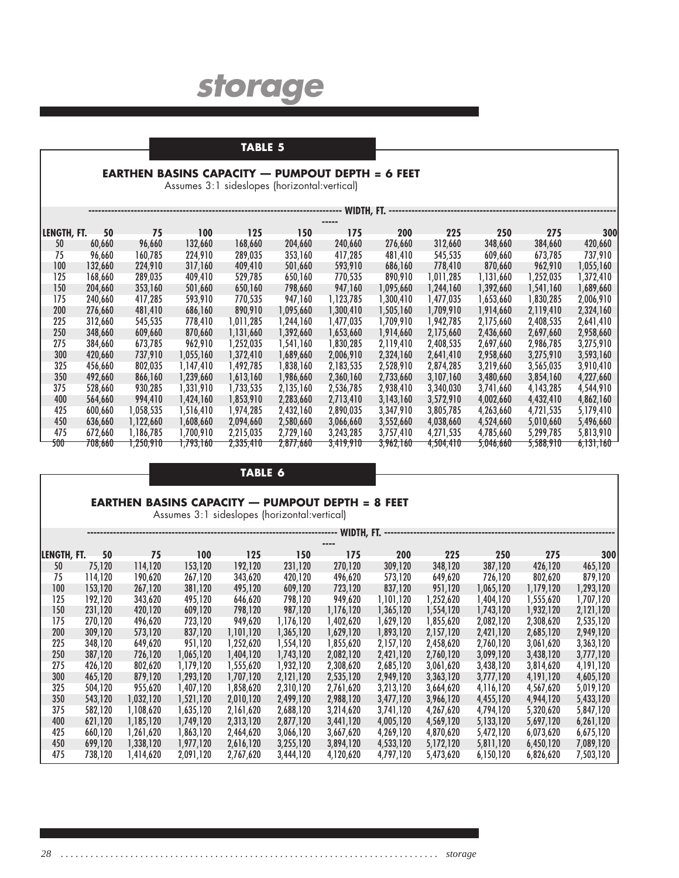# storage

## TABLE 5

### EARTHEN BASINS CAPACITY — PUMPOUT DEPTH = 6 FEET

Assumes 3:1 sideslopes (horizontal:vertical)

| | WIDTH, FT. | | | | | | | | | | |
|---|---|---|---|---|---|---|---|---|---|---|---|
| LENGTH, FT. | 50 | 75 | 100 | 125 | 150 | 175 | 200 | 225 | 250 | 275 | 300 |
| 50 | 60,660 | 96,660 | 132,660 | 168,660 | 204,660 | 240,660 | 276,660 | 312,660 | 348,660 | 384,660 | 420,660 |
| 75 | 96,660 | 160,785 | 224,910 | 289,035 | 353,160 | 417,285 | 481,410 | 545,535 | 609,660 | 673,785 | 737,910 |
| 100 | 132,660 | 224,910 | 317,160 | 409,410 | 501,660 | 593,910 | 686,160 | 778,410 | 870,660 | 962,910 | 1,055,160 |
| 125 | 168,660 | 289,035 | 409,410 | 529,785 | 650,160 | 770,535 | 890,910 | 1,011,285 | 1,131,660 | 1,252,035 | 1,372,410 |
| 150 | 204,660 | 353,160 | 501,660 | 650,160 | 798,660 | 947,160 | 1,095,660 | 1,244,160 | 1,392,660 | 1,541,160 | 1,689,660 |
| 175 | 240,660 | 417,285 | 593,910 | 770,535 | 947,160 | 1,123,785 | 1,300,410 | 1,477,035 | 1,653,660 | 1,830,285 | 2,006,910 |
| 200 | 276,660 | 481,410 | 686,160 | 890,910 | 1,095,660 | 1,300,410 | 1,505,160 | 1,709,910 | 1,914,660 | 2,119,410 | 2,324,160 |
| 225 | 312,660 | 545,535 | 778,410 | 1,011,285 | 1,244,160 | 1,477,035 | 1,709,910 | 1,942,785 | 2,175,660 | 2,408,535 | 2,641,410 |
| 250 | 348,660 | 609,660 | 870,660 | 1,131,660 | 1,392,660 | 1,653,660 | 1,914,660 | 2,175,660 | 2,436,660 | 2,697,660 | 2,958,660 |
| 275 | 384,660 | 673,785 | 962,910 | 1,252,035 | 1,541,160 | 1,830,285 | 2,119,410 | 2,408,535 | 2,697,660 | 2,986,785 | 3,275,910 |
| 300 | 420,660 | 737,910 | 1,055,160 | 1,372,410 | 1,689,660 | 2,006,910 | 2,324,160 | 2,641,410 | 2,958,660 | 3,275,910 | 3,593,160 |
| 325 | 456,660 | 802,035 | 1,147,410 | 1,492,785 | 1,838,160 | 2,183,535 | 2,528,910 | 2,874,285 | 3,219,660 | 3,565,035 | 3,910,410 |
| 350 | 492,660 | 866,160 | 1,239,660 | 1,613,160 | 1,986,660 | 2,360,160 | 2,733,660 | 3,107,160 | 3,480,660 | 3,854,160 | 4,227,660 |
| 375 | 528,660 | 930,285 | 1,331,910 | 1,733,535 | 2,135,160 | 2,536,785 | 2,938,410 | 3,340,030 | 3,741,660 | 4,143,285 | 4,544,910 |
| 400 | 564,660 | 994,410 | 1,424,160 | 1,853,910 | 2,283,660 | 2,713,410 | 3,143,160 | 3,572,910 | 4,002,660 | 4,432,410 | 4,862,160 |
| 425 | 600,660 | 1,058,535 | 1,516,410 | 1,974,285 | 2,432,160 | 2,890,035 | 3,347,910 | 3,805,785 | 4,263,660 | 4,721,535 | 5,179,410 |
| 450 | 636,660 | 1,122,660 | 1,608,660 | 2,094,660 | 2,580,660 | 3,066,660 | 3,552,660 | 4,038,660 | 4,524,660 | 5,010,660 | 5,496,660 |
| 475 | 672,660 | 1,186,785 | 1,700,910 | 2,215,035 | 2,729,160 | 3,243,285 | 3,757,410 | 4,271,535 | 4,785,660 | 5,299,785 | 5,813,910 |
| 500 | 708,660 | 1,250,910 | 1,793,160 | 2,335,410 | 2,877,660 | 3,419,910 | 3,962,160 | 4,504,410 | 5,046,660 | 5,588,910 | 6,131,160 |

## TABLE 6

### EARTHEN BASINS CAPACITY — PUMPOUT DEPTH = 8 FEET

Assumes 3:1 sideslopes (horizontal:vertical)

| | WIDTH, FT. | | | | | | | | | | |
|---|---|---|---|---|---|---|---|---|---|---|---|
| LENGTH, FT. | 50 | 75 | 100 | 125 | 150 | 175 | 200 | 225 | 250 | 275 | 300 |
| 50 | 75,120 | 114,120 | 153,120 | 192,120 | 231,120 | 270,120 | 309,120 | 348,120 | 387,120 | 426,120 | 465,120 |
| 75 | 114,120 | 190,620 | 267,120 | 343,620 | 420,120 | 496,620 | 573,120 | 649,620 | 726,120 | 802,620 | 879,120 |
| 100 | 153,120 | 267,120 | 381,120 | 495,120 | 609,120 | 723,120 | 837,120 | 951,120 | 1,065,120 | 1,179,120 | 1,293,120 |
| 125 | 192,120 | 343,620 | 495,120 | 646,620 | 798,120 | 949,620 | 1,101,120 | 1,252,620 | 1,404,120 | 1,555,620 | 1,707,120 |
| 150 | 231,120 | 420,120 | 609,120 | 798,120 | 987,120 | 1,176,120 | 1,365,120 | 1,554,120 | 1,743,120 | 1,932,120 | 2,121,120 |
| 175 | 270,120 | 496,620 | 723,120 | 949,620 | 1,176,120 | 1,402,620 | 1,629,120 | 1,855,620 | 2,082,120 | 2,308,620 | 2,535,120 |
| 200 | 309,120 | 573,120 | 837,120 | 1,101,120 | 1,365,120 | 1,629,120 | 1,893,120 | 2,157,120 | 2,421,120 | 2,685,120 | 2,949,120 |
| 225 | 348,120 | 649,620 | 951,120 | 1,252,620 | 1,554,120 | 1,855,620 | 2,157,120 | 2,458,620 | 2,760,120 | 3,061,620 | 3,363,120 |
| 250 | 387,120 | 726,120 | 1,065,120 | 1,404,120 | 1,743,120 | 2,082,120 | 2,421,120 | 2,760,120 | 3,099,120 | 3,438,120 | 3,777,120 |
| 275 | 426,120 | 802,620 | 1,179,120 | 1,555,620 | 1,932,120 | 2,308,620 | 2,685,120 | 3,061,620 | 3,438,120 | 3,814,620 | 4,191,120 |
| 300 | 465,120 | 879,120 | 1,293,120 | 1,707,120 | 2,121,120 | 2,535,120 | 2,949,120 | 3,363,120 | 3,777,120 | 4,191,120 | 4,605,120 |
| 325 | 504,120 | 955,620 | 1,407,120 | 1,858,620 | 2,310,120 | 2,761,620 | 3,213,120 | 3,664,620 | 4,116,120 | 4,567,620 | 5,019,120 |
| 350 | 543,120 | 1,032,120 | 1,521,120 | 2,010,120 | 2,499,120 | 2,988,120 | 3,477,120 | 3,966,120 | 4,455,120 | 4,944,120 | 5,433,120 |
| 375 | 582,120 | 1,108,620 | 1,635,120 | 2,161,620 | 2,688,120 | 3,214,620 | 3,741,120 | 4,267,620 | 4,794,120 | 5,320,620 | 5,847,120 |
| 400 | 621,120 | 1,185,120 | 1,749,120 | 2,313,120 | 2,877,120 | 3,441,120 | 4,005,120 | 4,569,120 | 5,133,120 | 5,697,120 | 6,261,120 |
| 425 | 660,120 | 1,261,620 | 1,863,120 | 2,464,620 | 3,066,120 | 3,667,620 | 4,269,120 | 4,870,620 | 5,472,120 | 6,073,620 | 6,675,120 |
| 450 | 699,120 | 1,338,120 | 1,977,120 | 2,616,120 | 3,255,120 | 3,894,120 | 4,533,120 | 5,172,120 | 5,811,120 | 6,450,120 | 7,089,120 |
| 475 | 738,120 | 1,414,620 | 2,091,120 | 2,767,620 | 3,444,120 | 4,120,620 | 4,797,120 | 5,473,620 | 6,150,120 | 6,826,620 | 7,503,120 |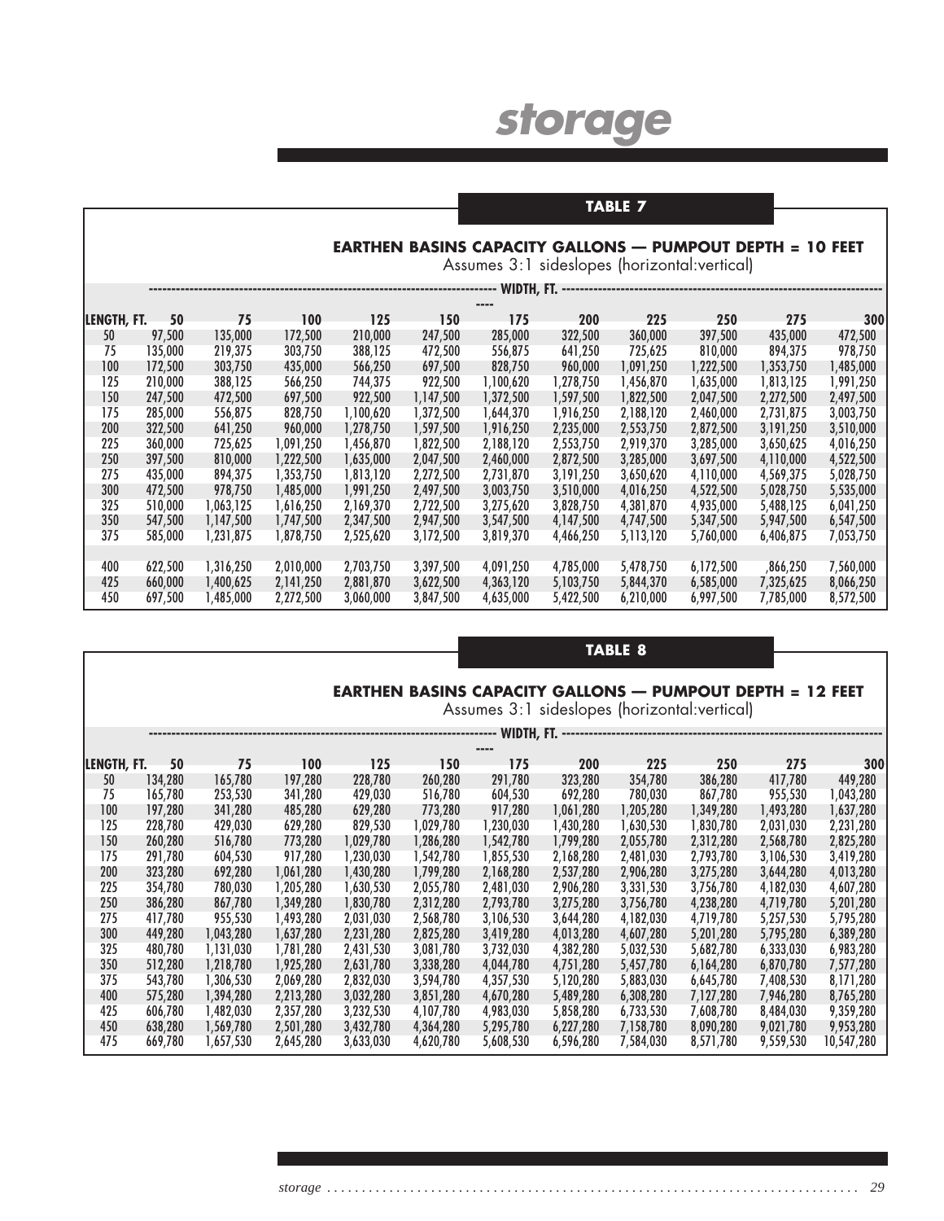# storage

## TABLE 7

### EARTHEN BASINS CAPACITY GALLONS — PUMPOUT DEPTH = 10 FEET

Assumes 3:1 sideslopes (horizontal:vertical)

| | WIDTH, FT. | | | | | | | | | | |
|---|---|---|---|---|---|---|---|---|---|---|---|
| LENGTH, FT. | 50 | 75 | 100 | 125 | 150 | 175 | 200 | 225 | 250 | 275 | 300 |
| 50 | 97,500 | 135,000 | 172,500 | 210,000 | 247,500 | 285,000 | 322,500 | 360,000 | 397,500 | 435,000 | 472,500 |
| 75 | 135,000 | 219,375 | 303,750 | 388,125 | 472,500 | 556,875 | 641,250 | 725,625 | 810,000 | 894,375 | 978,750 |
| 100 | 172,500 | 303,750 | 435,000 | 566,250 | 697,500 | 828,750 | 960,000 | 1,091,250 | 1,222,500 | 1,353,750 | 1,485,000 |
| 125 | 210,000 | 388,125 | 566,250 | 744,375 | 922,500 | 1,100,620 | 1,278,750 | 1,456,870 | 1,635,000 | 1,813,125 | 1,991,250 |
| 150 | 247,500 | 472,500 | 697,500 | 922,500 | 1,147,500 | 1,372,500 | 1,597,500 | 1,822,500 | 2,047,500 | 2,272,500 | 2,497,500 |
| 175 | 285,000 | 556,875 | 828,750 | 1,100,620 | 1,372,500 | 1,644,370 | 1,916,250 | 2,188,120 | 2,460,000 | 2,731,875 | 3,003,750 |
| 200 | 322,500 | 641,250 | 960,000 | 1,278,750 | 1,597,500 | 1,916,250 | 2,235,000 | 2,553,750 | 2,872,500 | 3,191,250 | 3,510,000 |
| 225 | 360,000 | 725,625 | 1,091,250 | 1,456,870 | 1,822,500 | 2,188,120 | 2,553,750 | 2,919,370 | 3,285,000 | 3,650,625 | 4,016,250 |
| 250 | 397,500 | 810,000 | 1,222,500 | 1,635,000 | 2,047,500 | 2,460,000 | 2,872,500 | 3,285,000 | 3,697,500 | 4,110,000 | 4,522,500 |
| 275 | 435,000 | 894,375 | 1,353,750 | 1,813,120 | 2,272,500 | 2,731,870 | 3,191,250 | 3,650,620 | 4,110,000 | 4,569,375 | 5,028,750 |
| 300 | 472,500 | 978,750 | 1,485,000 | 1,991,250 | 2,497,500 | 3,003,750 | 3,510,000 | 4,016,250 | 4,522,500 | 5,028,750 | 5,535,000 |
| 325 | 510,000 | 1,063,125 | 1,616,250 | 2,169,370 | 2,722,500 | 3,275,620 | 3,828,750 | 4,381,870 | 4,935,000 | 5,488,125 | 6,041,250 |
| 350 | 547,500 | 1,147,500 | 1,747,500 | 2,347,500 | 2,947,500 | 3,547,500 | 4,147,500 | 4,747,500 | 5,347,500 | 5,947,500 | 6,547,500 |
| 375 | 585,000 | 1,231,875 | 1,878,750 | 2,525,620 | 3,172,500 | 3,819,370 | 4,466,250 | 5,113,120 | 5,760,000 | 6,406,875 | 7,053,750 |
| 400 | 622,500 | 1,316,250 | 2,010,000 | 2,703,750 | 3,397,500 | 4,091,250 | 4,785,000 | 5,478,750 | 6,172,500 | ,866,250 | 7,560,000 |
| 425 | 660,000 | 1,400,625 | 2,141,250 | 2,881,870 | 3,622,500 | 4,363,120 | 5,103,750 | 5,844,370 | 6,585,000 | 7,325,625 | 8,066,250 |
| 450 | 697,500 | 1,485,000 | 2,272,500 | 3,060,000 | 3,847,500 | 4,635,000 | 5,422,500 | 6,210,000 | 6,997,500 | 7,785,000 | 8,572,500 |

## TABLE 8

### EARTHEN BASINS CAPACITY GALLONS — PUMPOUT DEPTH = 12 FEET

Assumes 3:1 sideslopes (horizontal:vertical)

| | WIDTH, FT. | | | | | | | | | | |
|---|---|---|---|---|---|---|---|---|---|---|---|
| LENGTH, FT. | 50 | 75 | 100 | 125 | 150 | 175 | 200 | 225 | 250 | 275 | 300 |
| 50 | 134,280 | 165,780 | 197,280 | 228,780 | 260,280 | 291,780 | 323,280 | 354,780 | 386,280 | 417,780 | 449,280 |
| 75 | 165,780 | 253,530 | 341,280 | 429,030 | 516,780 | 604,530 | 692,280 | 780,030 | 867,780 | 955,530 | 1,043,280 |
| 100 | 197,280 | 341,280 | 485,280 | 629,280 | 773,280 | 917,280 | 1,061,280 | 1,205,280 | 1,349,280 | 1,493,280 | 1,637,280 |
| 125 | 228,780 | 429,030 | 629,280 | 829,530 | 1,029,780 | 1,230,030 | 1,430,280 | 1,630,530 | 1,830,780 | 2,031,030 | 2,231,280 |
| 150 | 260,280 | 516,780 | 773,280 | 1,029,780 | 1,286,280 | 1,542,780 | 1,799,280 | 2,055,780 | 2,312,280 | 2,568,780 | 2,825,280 |
| 175 | 291,780 | 604,530 | 917,280 | 1,230,030 | 1,542,780 | 1,855,530 | 2,168,280 | 2,481,030 | 2,793,780 | 3,106,530 | 3,419,280 |
| 200 | 323,280 | 692,280 | 1,061,280 | 1,430,280 | 1,799,280 | 2,168,280 | 2,537,280 | 2,906,280 | 3,275,280 | 3,644,280 | 4,013,280 |
| 225 | 354,780 | 780,030 | 1,205,280 | 1,630,530 | 2,055,780 | 2,481,030 | 2,906,280 | 3,331,530 | 3,756,780 | 4,182,030 | 4,607,280 |
| 250 | 386,280 | 867,780 | 1,349,280 | 1,830,780 | 2,312,280 | 2,793,780 | 3,275,280 | 3,756,780 | 4,238,280 | 4,719,780 | 5,201,280 |
| 275 | 417,780 | 955,530 | 1,493,280 | 2,031,030 | 2,568,780 | 3,106,530 | 3,644,280 | 4,182,030 | 4,719,780 | 5,257,530 | 5,795,280 |
| 300 | 449,280 | 1,043,280 | 1,637,280 | 2,231,280 | 2,825,280 | 3,419,280 | 4,013,280 | 4,607,280 | 5,201,280 | 5,795,280 | 6,389,280 |
| 325 | 480,780 | 1,131,030 | 1,781,280 | 2,431,530 | 3,081,780 | 3,732,030 | 4,382,280 | 5,032,530 | 5,682,780 | 6,333,030 | 6,983,280 |
| 350 | 512,280 | 1,218,780 | 1,925,280 | 2,631,780 | 3,338,280 | 4,044,780 | 4,751,280 | 5,457,780 | 6,164,280 | 6,870,780 | 7,577,280 |
| 375 | 543,780 | 1,306,530 | 2,069,280 | 2,832,030 | 3,594,780 | 4,357,530 | 5,120,280 | 5,883,030 | 6,645,780 | 7,408,530 | 8,171,280 |
| 400 | 575,280 | 1,394,280 | 2,213,280 | 3,032,280 | 3,851,280 | 4,670,280 | 5,489,280 | 6,308,280 | 7,127,280 | 7,946,280 | 8,765,280 |
| 425 | 606,780 | 1,482,030 | 2,357,280 | 3,232,530 | 4,107,780 | 4,983,030 | 5,858,280 | 6,733,530 | 7,608,780 | 8,484,030 | 9,359,280 |
| 450 | 638,280 | 1,569,780 | 2,501,280 | 3,432,780 | 4,364,280 | 5,295,780 | 6,227,280 | 7,158,780 | 8,090,280 | 9,021,780 | 9,953,280 |
| 475 | 669,780 | 1,657,530 | 2,645,280 | 3,633,030 | 4,620,780 | 5,608,530 | 6,596,280 | 7,584,030 | 8,571,780 | 9,559,530 | 10,547,280 |